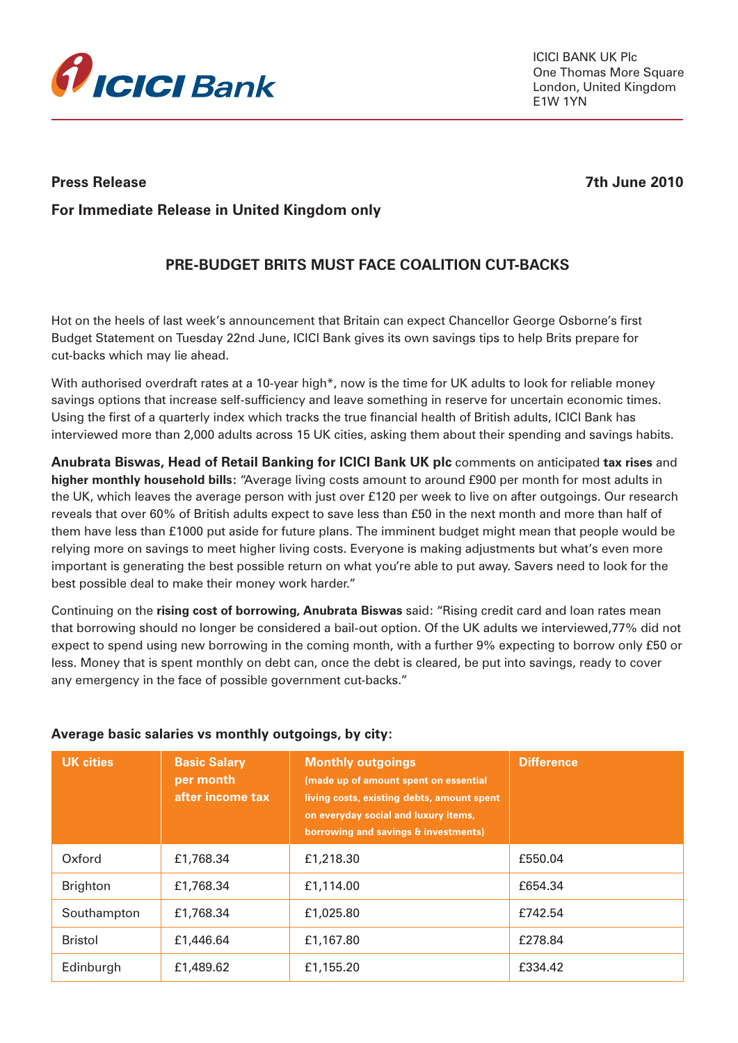ICICI Bank

ICICI BANK UK Plc
One Thomas More Square
London, United Kingdom
E1W 1YN

**Press Release** **7th June 2010**

**For Immediate Release in United Kingdom only**

## PRE-BUDGET BRITS MUST FACE COALITION CUT-BACKS

Hot on the heels of last week's announcement that Britain can expect Chancellor George Osborne's first Budget Statement on Tuesday 22nd June, ICICI Bank gives its own savings tips to help Brits prepare for cut-backs which may lie ahead.

With authorised overdraft rates at a 10-year high*, now is the time for UK adults to look for reliable money savings options that increase self-sufficiency and leave something in reserve for uncertain economic times. Using the first of a quarterly index which tracks the true financial health of British adults, ICICI Bank has interviewed more than 2,000 adults across 15 UK cities, asking them about their spending and savings habits.

**Anubrata Biswas, Head of Retail Banking for ICICI Bank UK plc** comments on anticipated **tax rises** and **higher monthly household bills:** "Average living costs amount to around £900 per month for most adults in the UK, which leaves the average person with just over £120 per week to live on after outgoings. Our research reveals that over 60% of British adults expect to save less than £50 in the next month and more than half of them have less than £1000 put aside for future plans. The imminent budget might mean that people would be relying more on savings to meet higher living costs. Everyone is making adjustments but what's even more important is generating the best possible return on what you're able to put away. Savers need to look for the best possible deal to make their money work harder."

Continuing on the **rising cost of borrowing, Anubrata Biswas** said: "Rising credit card and loan rates mean that borrowing should no longer be considered a bail-out option. Of the UK adults we interviewed,77% did not expect to spend using new borrowing in the coming month, with a further 9% expecting to borrow only £50 or less. Money that is spent monthly on debt can, once the debt is cleared, be put into savings, ready to cover any emergency in the face of possible government cut-backs."

**Average basic salaries vs monthly outgoings, by city:**

| UK cities | Basic Salary per month after income tax | Monthly outgoings (made up of amount spent on essential living costs, existing debts, amount spent on everyday social and luxury items, borrowing and savings & investments) | Difference |
|---|---|---|---|
| Oxford | £1,768.34 | £1,218.30 | £550.04 |
| Brighton | £1,768.34 | £1,114.00 | £654.34 |
| Southampton | £1,768.34 | £1,025.80 | £742.54 |
| Bristol | £1,446.64 | £1,167.80 | £278.84 |
| Edinburgh | £1,489.62 | £1,155.20 | £334.42 |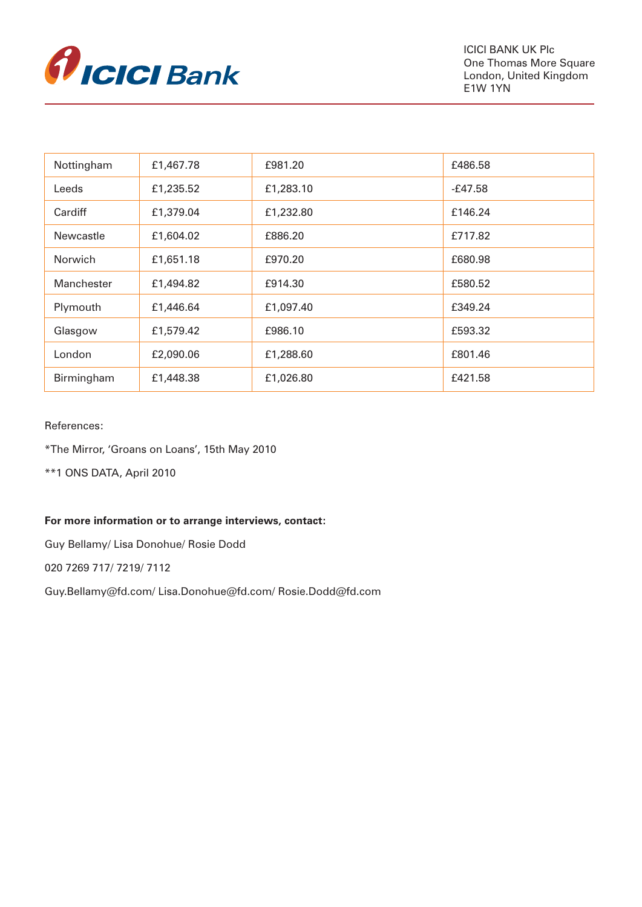ICICI BANK UK Plc
One Thomas More Square
London, United Kingdom
E1W 1YN

| | | | |
|---|---|---|---|
| Nottingham | £1,467.78 | £981.20 | £486.58 |
| Leeds | £1,235.52 | £1,283.10 | -£47.58 |
| Cardiff | £1,379.04 | £1,232.80 | £146.24 |
| Newcastle | £1,604.02 | £886.20 | £717.82 |
| Norwich | £1,651.18 | £970.20 | £680.98 |
| Manchester | £1,494.82 | £914.30 | £580.52 |
| Plymouth | £1,446.64 | £1,097.40 | £349.24 |
| Glasgow | £1,579.42 | £986.10 | £593.32 |
| London | £2,090.06 | £1,288.60 | £801.46 |
| Birmingham | £1,448.38 | £1,026.80 | £421.58 |

References:

*The Mirror, 'Groans on Loans', 15th May 2010

**1 ONS DATA, April 2010

**For more information or to arrange interviews, contact:**

Guy Bellamy/ Lisa Donohue/ Rosie Dodd

020 7269 717/ 7219/ 7112

Guy.Bellamy@fd.com/ Lisa.Donohue@fd.com/ Rosie.Dodd@fd.com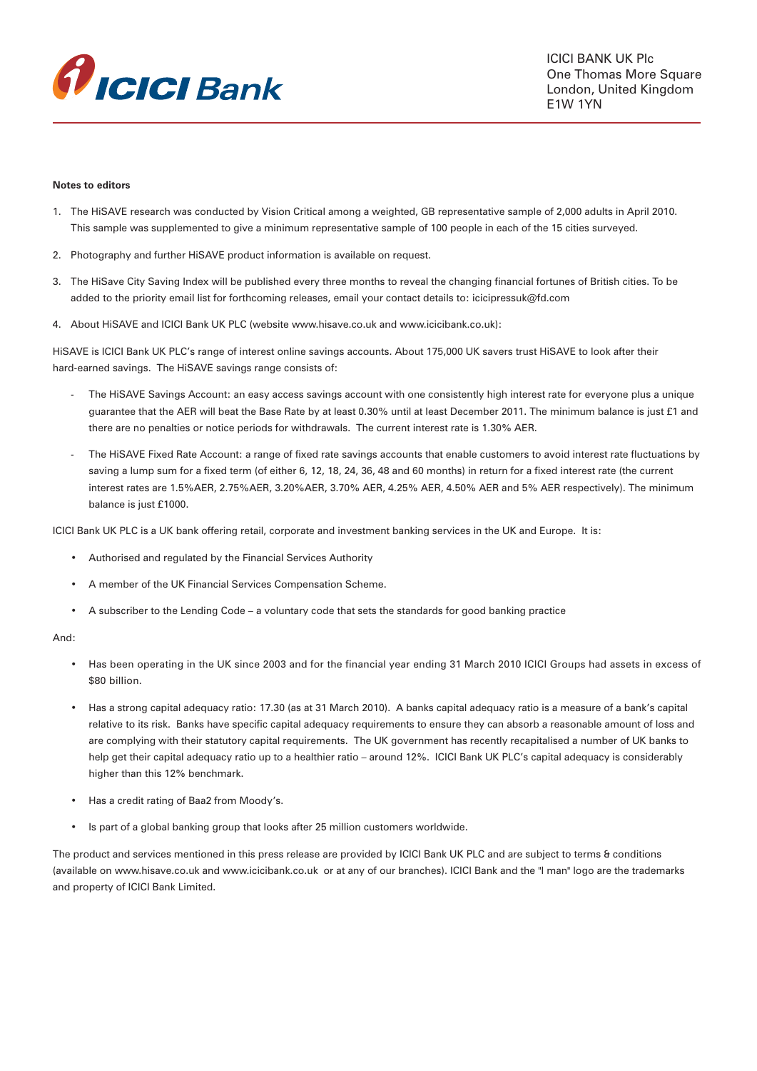ICICI BANK UK Plc
One Thomas More Square
London, United Kingdom
E1W 1YN

**Notes to editors**

1. The HiSAVE research was conducted by Vision Critical among a weighted, GB representative sample of 2,000 adults in April 2010. This sample was supplemented to give a minimum representative sample of 100 people in each of the 15 cities surveyed.

2. Photography and further HiSAVE product information is available on request.

3. The HiSave City Saving Index will be published every three months to reveal the changing financial fortunes of British cities. To be added to the priority email list for forthcoming releases, email your contact details to: icicipressuk@fd.com

4. About HiSAVE and ICICI Bank UK PLC (website www.hisave.co.uk and www.icicibank.co.uk):

HiSAVE is ICICI Bank UK PLC's range of interest online savings accounts. About 175,000 UK savers trust HiSAVE to look after their hard-earned savings. The HiSAVE savings range consists of:

- The HiSAVE Savings Account: an easy access savings account with one consistently high interest rate for everyone plus a unique guarantee that the AER will beat the Base Rate by at least 0.30% until at least December 2011. The minimum balance is just £1 and there are no penalties or notice periods for withdrawals. The current interest rate is 1.30% AER.

- The HiSAVE Fixed Rate Account: a range of fixed rate savings accounts that enable customers to avoid interest rate fluctuations by saving a lump sum for a fixed term (of either 6, 12, 18, 24, 36, 48 and 60 months) in return for a fixed interest rate (the current interest rates are 1.5%AER, 2.75%AER, 3.20%AER, 3.70% AER, 4.25% AER, 4.50% AER and 5% AER respectively). The minimum balance is just £1000.

ICICI Bank UK PLC is a UK bank offering retail, corporate and investment banking services in the UK and Europe. It is:

- Authorised and regulated by the Financial Services Authority
- A member of the UK Financial Services Compensation Scheme.
- A subscriber to the Lending Code – a voluntary code that sets the standards for good banking practice

And:

- Has been operating in the UK since 2003 and for the financial year ending 31 March 2010 ICICI Groups had assets in excess of $80 billion.
- Has a strong capital adequacy ratio: 17.30 (as at 31 March 2010). A banks capital adequacy ratio is a measure of a bank's capital relative to its risk. Banks have specific capital adequacy requirements to ensure they can absorb a reasonable amount of loss and are complying with their statutory capital requirements. The UK government has recently recapitalised a number of UK banks to help get their capital adequacy ratio up to a healthier ratio – around 12%. ICICI Bank UK PLC's capital adequacy is considerably higher than this 12% benchmark.
- Has a credit rating of Baa2 from Moody's.
- Is part of a global banking group that looks after 25 million customers worldwide.

The product and services mentioned in this press release are provided by ICICI Bank UK PLC and are subject to terms & conditions (available on www.hisave.co.uk and www.icicibank.co.uk or at any of our branches). ICICI Bank and the "I man" logo are the trademarks and property of ICICI Bank Limited.